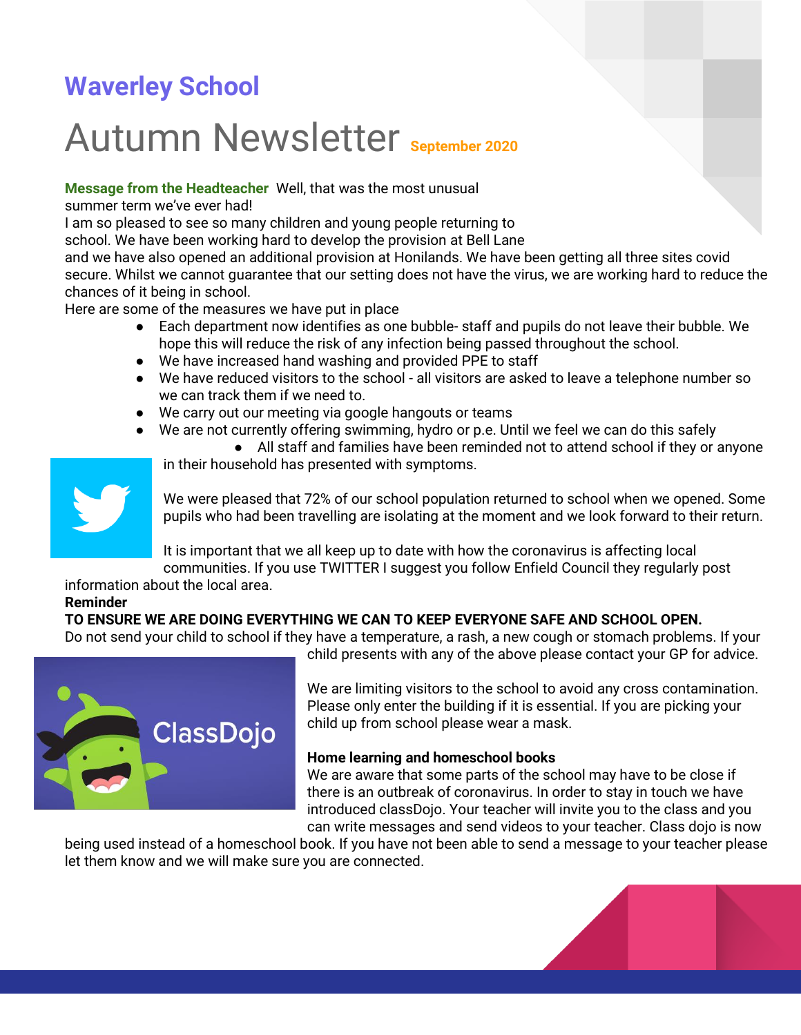# Waverley School

## Autumn Newsletter September 2020

**Message from the Headteacher** Well, that was the most unusual summer term we've ever had!

I am so pleased to see so many children and young people returning to school. We have been working hard to develop the provision at Bell Lane and we have also opened an additional provision at Honilands. We have been getting all three sites covid secure. Whilst we cannot guarantee that our setting does not have the virus, we are working hard to reduce the chances of it being in school.

Here are some of the measures we have put in place

- Each department now identifies as one bubble- staff and pupils do not leave their bubble. We hope this will reduce the risk of any infection being passed throughout the school.
- We have increased hand washing and provided PPE to staff
- We have reduced visitors to the school - all visitors are asked to leave a telephone number so we can track them if we need to.
- We carry out our meeting via google hangouts or teams
- We are not currently offering swimming, hydro or p.e. Until we feel we can do this safely
- All staff and families have been reminded not to attend school if they or anyone in their household has presented with symptoms.

We were pleased that 72% of our school population returned to school when we opened. Some pupils who had been travelling are isolating at the moment and we look forward to their return.

It is important that we all keep up to date with how the coronavirus is affecting local communities. If you use TWITTER I suggest you follow Enfield Council they regularly post information about the local area.

**Reminder**

**TO ENSURE WE ARE DOING EVERYTHING WE CAN TO KEEP EVERYONE SAFE AND SCHOOL OPEN.**

Do not send your child to school if they have a temperature, a rash, a new cough or stomach problems. If your child presents with any of the above please contact your GP for advice.

We are limiting visitors to the school to avoid any cross contamination. Please only enter the building if it is essential. If you are picking your child up from school please wear a mask.

**Home learning and homeschool books**

We are aware that some parts of the school may have to be close if there is an outbreak of coronavirus. In order to stay in touch we have introduced classDojo. Your teacher will invite you to the class and you can write messages and send videos to your teacher. Class dojo is now being used instead of a homeschool book. If you have not been able to send a message to your teacher please let them know and we will make sure you are connected.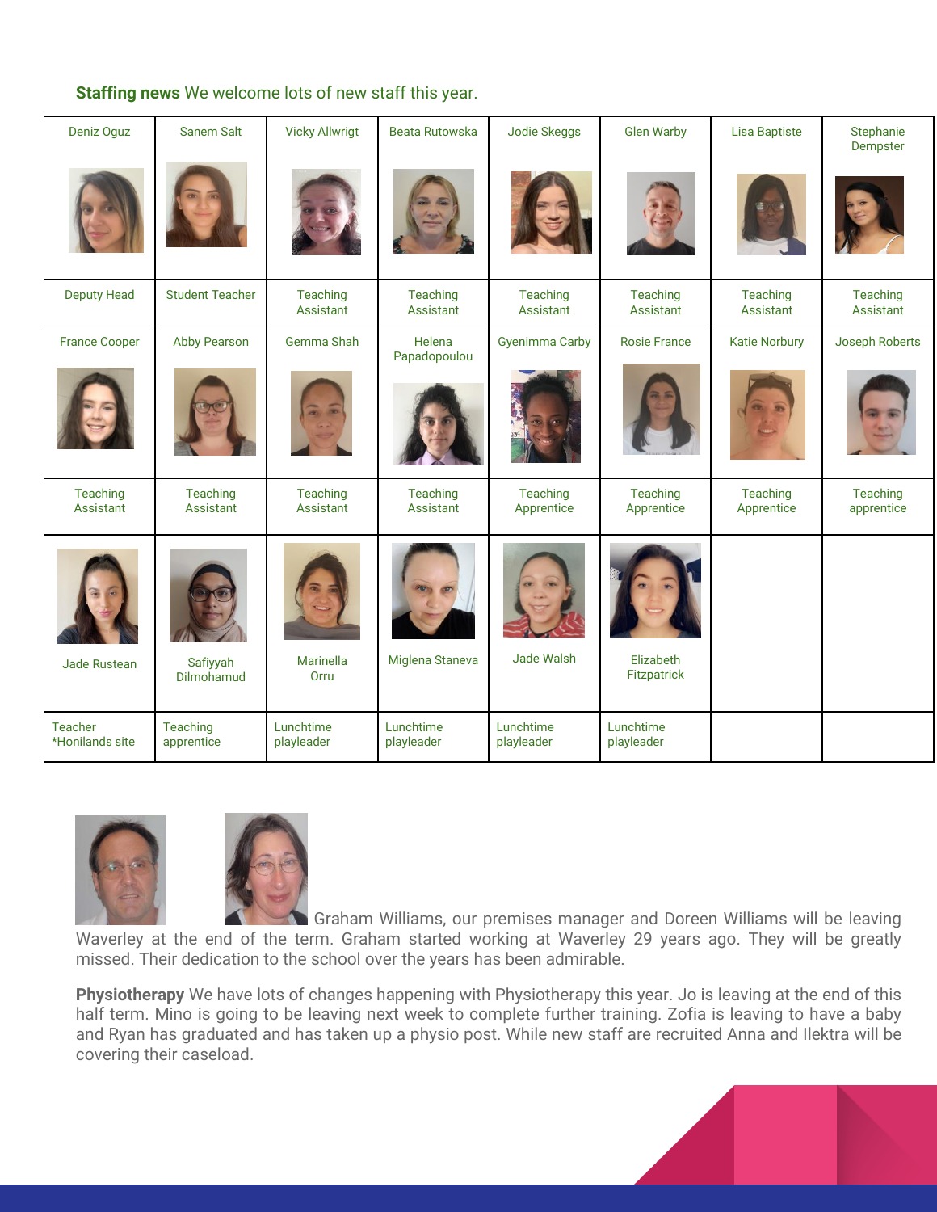**Staffing news** We welcome lots of new staff this year.

| Deniz Oguz | Sanem Salt | Vicky Allwrigt | Beata Rutowska | Jodie Skeggs | Glen Warby | Lisa Baptiste | Stephanie Dempster |
|---|---|---|---|---|---|---|---|
| Deputy Head | Student Teacher | Teaching Assistant | Teaching Assistant | Teaching Assistant | Teaching Assistant | Teaching Assistant | Teaching Assistant |
| France Cooper | Abby Pearson | Gemma Shah | Helena Papadopoulou | Gyenimma Carby | Rosie France | Katie Norbury | Joseph Roberts |
| Teaching Assistant | Teaching Assistant | Teaching Assistant | Teaching Assistant | Teaching Apprentice | Teaching Apprentice | Teaching Apprentice | Teaching apprentice |
| Jade Rustean | Safiyyah Dilmohamud | Marinella Orru | Miglena Staneva | Jade Walsh | Elizabeth Fitzpatrick | | |
| Teacher *Honilands site | Teaching apprentice | Lunchtime playleader | Lunchtime playleader | Lunchtime playleader | Lunchtime playleader | | |

Graham Williams, our premises manager and Doreen Williams will be leaving Waverley at the end of the term. Graham started working at Waverley 29 years ago. They will be greatly missed. Their dedication to the school over the years has been admirable.

**Physiotherapy** We have lots of changes happening with Physiotherapy this year. Jo is leaving at the end of this half term. Mino is going to be leaving next week to complete further training. Zofia is leaving to have a baby and Ryan has graduated and has taken up a physio post. While new staff are recruited Anna and Ilektra will be covering their caseload.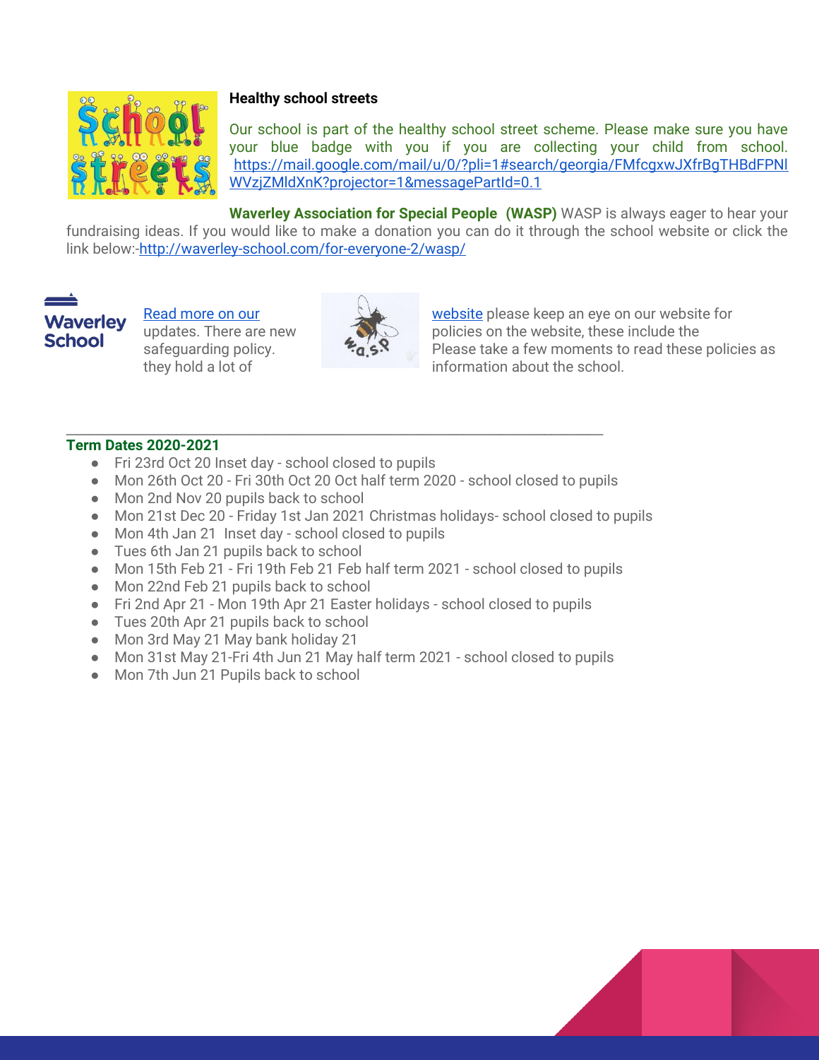**Healthy school streets**

Our school is part of the healthy school street scheme. Please make sure you have your blue badge with you if you are collecting your child from school. https://mail.google.com/mail/u/0/?pli=1#search/georgia/FMfcgxwJXfrBgTHBdFPNlWVzjZMldXnK?projector=1&messagePartId=0.1

**Waverley Association for Special People (WASP)** WASP is always eager to hear your fundraising ideas. If you would like to make a donation you can do it through the school website or click the link below:-http://waverley-school.com/for-everyone-2/wasp/

Read more on our website please keep an eye on our website for updates. There are new policies on the website, these include the safeguarding policy. Please take a few moments to read these policies as they hold a lot of information about the school.

---

**Term Dates 2020-2021**

- Fri 23rd Oct 20 Inset day - school closed to pupils
- Mon 26th Oct 20 - Fri 30th Oct 20 Oct half term 2020 - school closed to pupils
- Mon 2nd Nov 20 pupils back to school
- Mon 21st Dec 20 - Friday 1st Jan 2021 Christmas holidays- school closed to pupils
- Mon 4th Jan 21 Inset day - school closed to pupils
- Tues 6th Jan 21 pupils back to school
- Mon 15th Feb 21 - Fri 19th Feb 21 Feb half term 2021 - school closed to pupils
- Mon 22nd Feb 21 pupils back to school
- Fri 2nd Apr 21 - Mon 19th Apr 21 Easter holidays - school closed to pupils
- Tues 20th Apr 21 pupils back to school
- Mon 3rd May 21 May bank holiday 21
- Mon 31st May 21-Fri 4th Jun 21 May half term 2021 - school closed to pupils
- Mon 7th Jun 21 Pupils back to school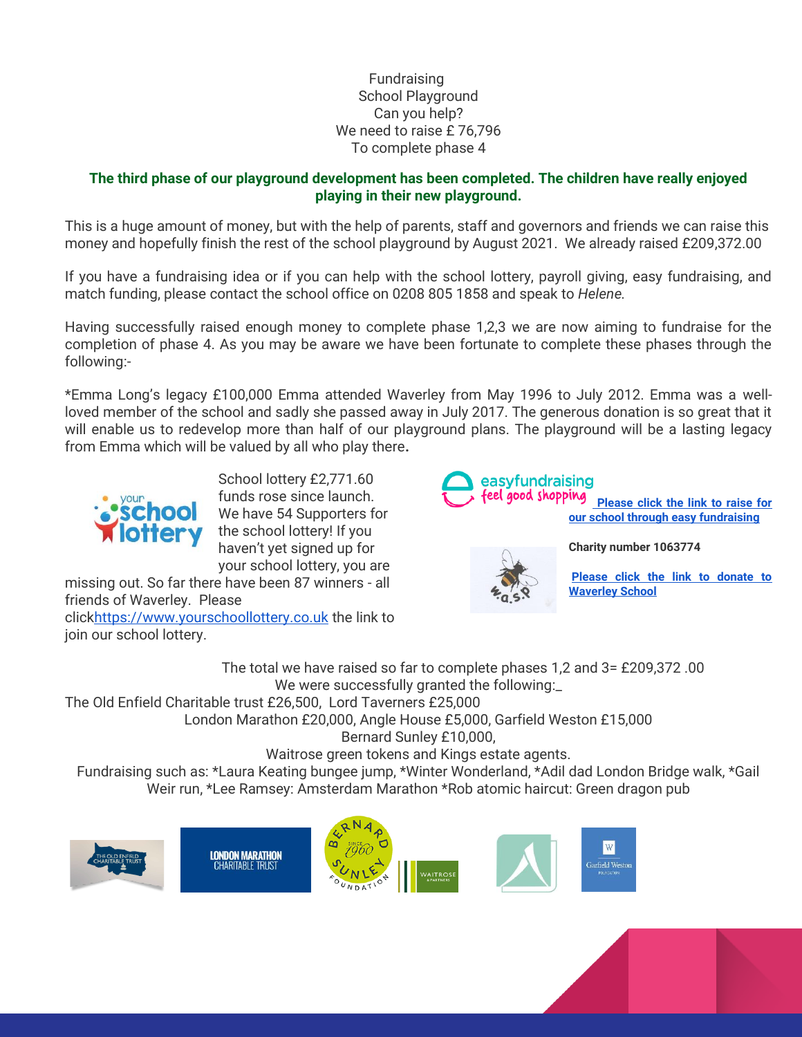Fundraising
School Playground
Can you help?
We need to raise £ 76,796
To complete phase 4

**The third phase of our playground development has been completed. The children have really enjoyed playing in their new playground.**

This is a huge amount of money, but with the help of parents, staff and governors and friends we can raise this money and hopefully finish the rest of the school playground by August 2021. We already raised £209,372.00

If you have a fundraising idea or if you can help with the school lottery, payroll giving, easy fundraising, and match funding, please contact the school office on 0208 805 1858 and speak to *Helene.*

Having successfully raised enough money to complete phase 1,2,3 we are now aiming to fundraise for the completion of phase 4. As you may be aware we have been fortunate to complete these phases through the following:-

*Emma Long's legacy £100,000 Emma attended Waverley from May 1996 to July 2012. Emma was a well-loved member of the school and sadly she passed away in July 2017. The generous donation is so great that it will enable us to redevelop more than half of our playground plans. The playground will be a lasting legacy from Emma which will be valued by all who play there**.**

School lottery £2,771.60 funds rose since launch. We have 54 Supporters for the school lottery! If you haven't yet signed up for your school lottery, you are missing out. So far there have been 87 winners - all friends of Waverley. Please clickhttps://www.yourschoollottery.co.uk the link to join our school lottery.

**Please click the link to raise for our school through easy fundraising**

**Charity number 1063774**

**Please click the link to donate to Waverley School**

The total we have raised so far to complete phases 1,2 and 3= £209,372 .00
We were successfully granted the following:_
The Old Enfield Charitable trust £26,500, Lord Taverners £25,000
London Marathon £20,000, Angle House £5,000, Garfield Weston £15,000
Bernard Sunley £10,000,
Waitrose green tokens and Kings estate agents.
Fundraising such as: *Laura Keating bungee jump, *Winter Wonderland, *Adil dad London Bridge walk, *Gail Weir run, *Lee Ramsey: Amsterdam Marathon *Rob atomic haircut: Green dragon pub